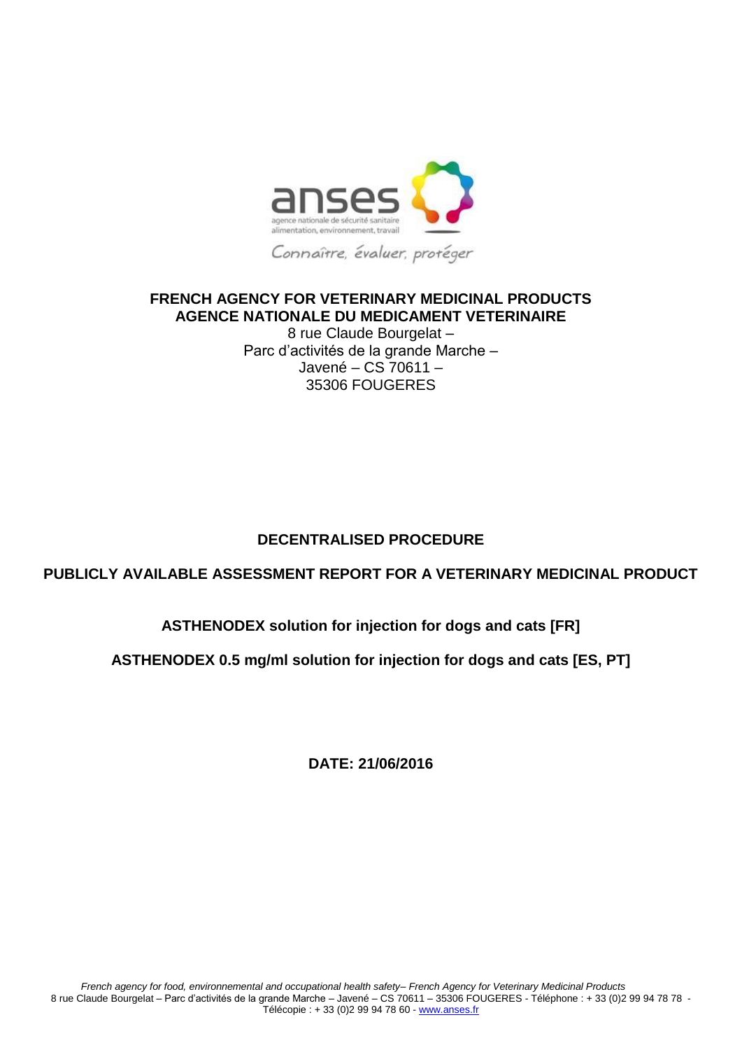**FRENCH AGENCY FOR VETERINARY MEDICINAL PRODUCTS**
**AGENCE NATIONALE DU MEDICAMENT VETERINAIRE**

8 rue Claude Bourgelat –
Parc d'activités de la grande Marche –
Javené – CS 70611 –
35306 FOUGERES

**DECENTRALISED PROCEDURE**

**PUBLICLY AVAILABLE ASSESSMENT REPORT FOR A VETERINARY MEDICINAL PRODUCT**

**ASTHENODEX solution for injection for dogs and cats [FR]**

**ASTHENODEX 0.5 mg/ml solution for injection for dogs and cats [ES, PT]**

**DATE: 21/06/2016**

*French agency for food, environnemental and occupational health safety– French Agency for Veterinary Medicinal Products*
8 rue Claude Bourgelat – Parc d'activités de la grande Marche – Javené – CS 70611 – 35306 FOUGERES - Téléphone : + 33 (0)2 99 94 78 78 - Télécopie : + 33 (0)2 99 94 78 60 - www.anses.fr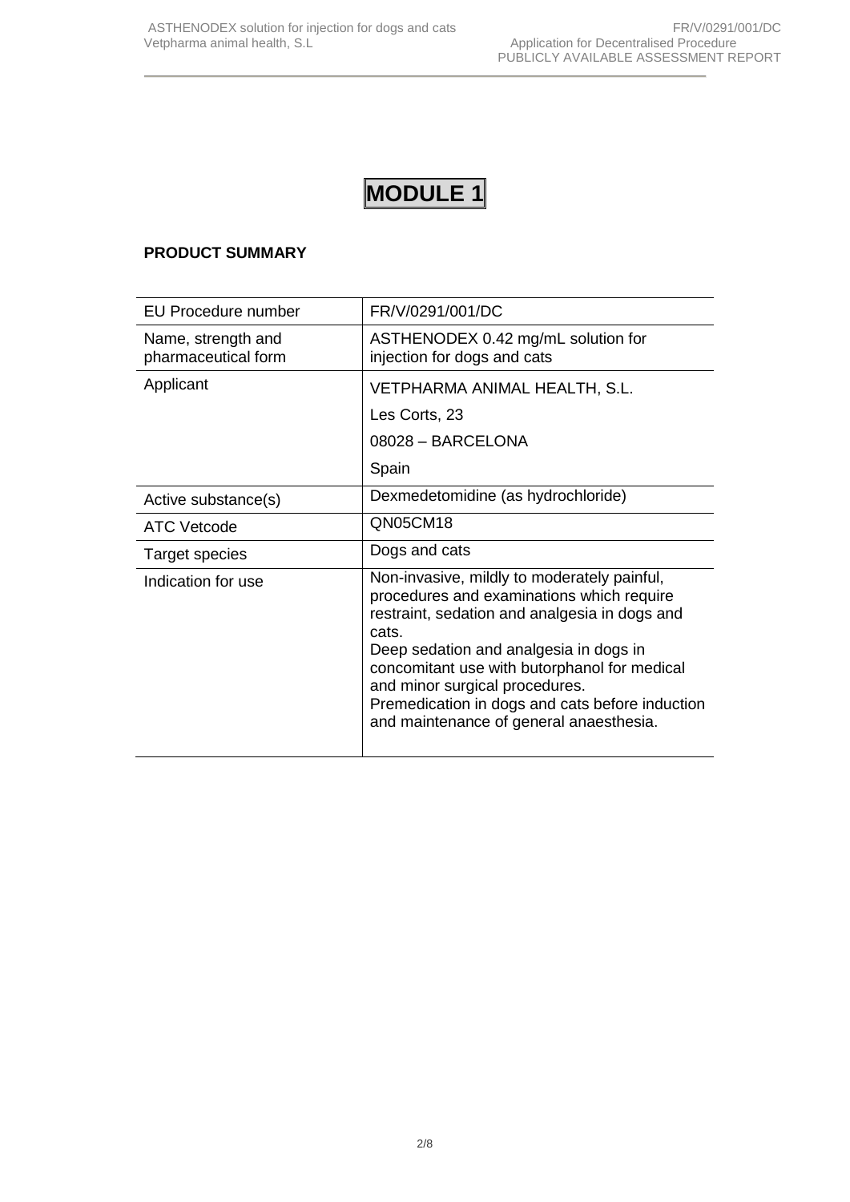# MODULE 1

**PRODUCT SUMMARY**

| EU Procedure number | FR/V/0291/001/DC |
| --- | --- |
| Name, strength and pharmaceutical form | ASTHENODEX 0.42 mg/mL solution for injection for dogs and cats |
| Applicant | VETPHARMA ANIMAL HEALTH, S.L.<br>Les Corts, 23<br>08028 – BARCELONA<br>Spain |
| Active substance(s) | Dexmedetomidine (as hydrochloride) |
| ATC Vetcode | QN05CM18 |
| Target species | Dogs and cats |
| Indication for use | Non-invasive, mildly to moderately painful, procedures and examinations which require restraint, sedation and analgesia in dogs and cats.<br>Deep sedation and analgesia in dogs in concomitant use with butorphanol for medical and minor surgical procedures.<br>Premedication in dogs and cats before induction and maintenance of general anaesthesia. |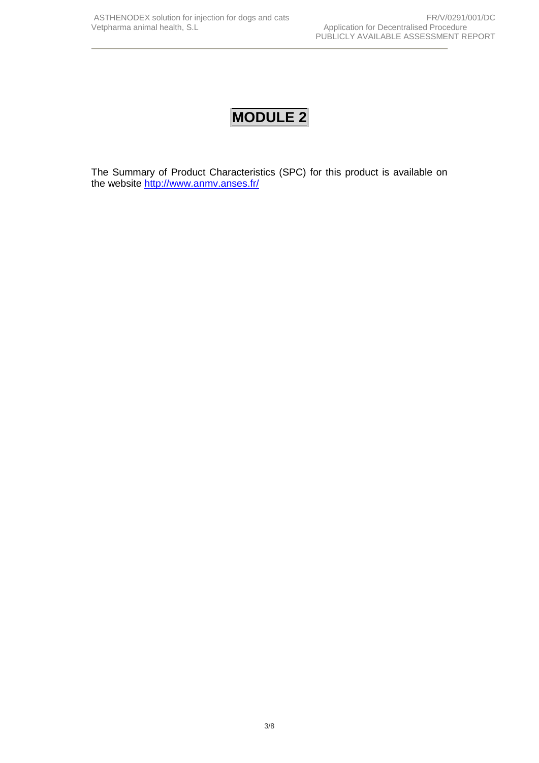# MODULE 2

The Summary of Product Characteristics (SPC) for this product is available on the website [http://www.anmv.anses.fr/](http://www.anmv.anses.fr/)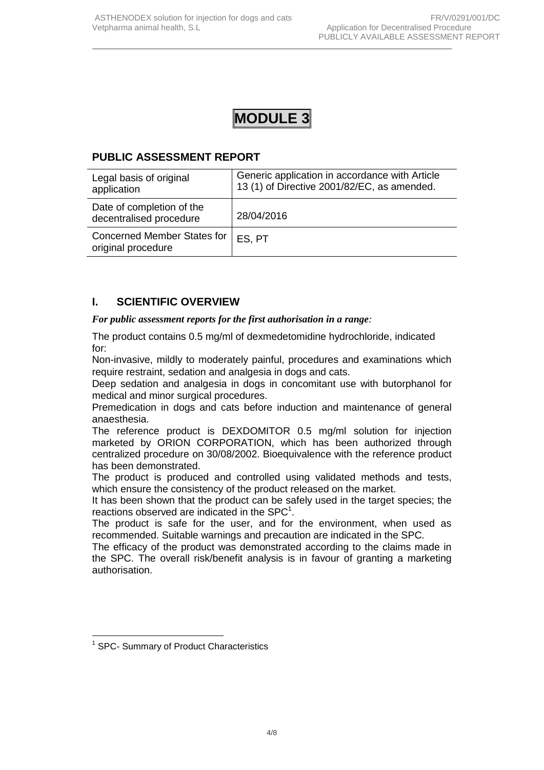# MODULE 3

## PUBLIC ASSESSMENT REPORT

| Legal basis of original application | Generic application in accordance with Article 13 (1) of Directive 2001/82/EC, as amended. |
|---|---|
| Date of completion of the decentralised procedure | 28/04/2016 |
| Concerned Member States for original procedure | ES, PT |

## I. SCIENTIFIC OVERVIEW

***For public assessment reports for the first authorisation in a range:***

The product contains 0.5 mg/ml of dexmedetomidine hydrochloride, indicated for:

Non-invasive, mildly to moderately painful, procedures and examinations which require restraint, sedation and analgesia in dogs and cats.

Deep sedation and analgesia in dogs in concomitant use with butorphanol for medical and minor surgical procedures.

Premedication in dogs and cats before induction and maintenance of general anaesthesia.

The reference product is DEXDOMITOR 0.5 mg/ml solution for injection marketed by ORION CORPORATION, which has been authorized through centralized procedure on 30/08/2002. Bioequivalence with the reference product has been demonstrated.

The product is produced and controlled using validated methods and tests, which ensure the consistency of the product released on the market.

It has been shown that the product can be safely used in the target species; the reactions observed are indicated in the SPC[1].

The product is safe for the user, and for the environment, when used as recommended. Suitable warnings and precaution are indicated in the SPC.

The efficacy of the product was demonstrated according to the claims made in the SPC. The overall risk/benefit analysis is in favour of granting a marketing authorisation.

---

[1] SPC- Summary of Product Characteristics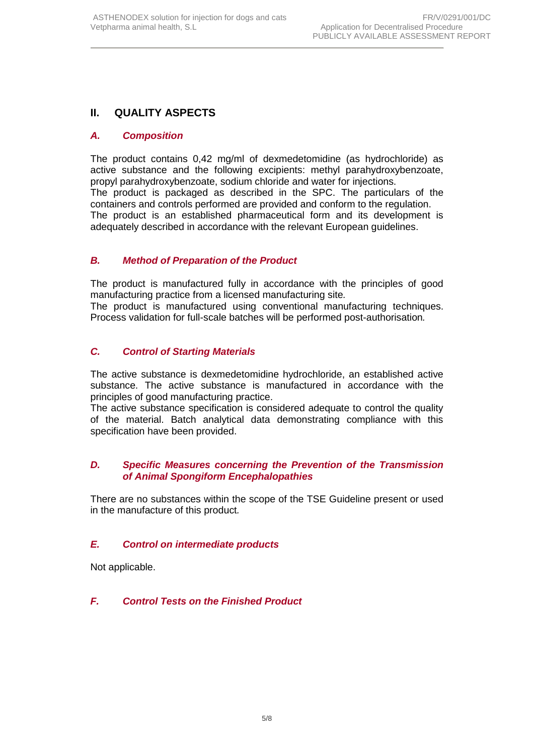## II. QUALITY ASPECTS

### *A. Composition*

The product contains 0,42 mg/ml of dexmedetomidine (as hydrochloride) as active substance and the following excipients: methyl parahydroxybenzoate, propyl parahydroxybenzoate, sodium chloride and water for injections.
The product is packaged as described in the SPC. The particulars of the containers and controls performed are provided and conform to the regulation.
The product is an established pharmaceutical form and its development is adequately described in accordance with the relevant European guidelines.

### *B. Method of Preparation of the Product*

The product is manufactured fully in accordance with the principles of good manufacturing practice from a licensed manufacturing site*.*
The product is manufactured using conventional manufacturing techniques. Process validation for full-scale batches will be performed post-authorisation*.*

### *C. Control of Starting Materials*

The active substance is dexmedetomidine hydrochloride, an established active substance. The active substance is manufactured in accordance with the principles of good manufacturing practice.
The active substance specification is considered adequate to control the quality of the material. Batch analytical data demonstrating compliance with this specification have been provided.

### *D. Specific Measures concerning the Prevention of the Transmission of Animal Spongiform Encephalopathies*

There are no substances within the scope of the TSE Guideline present or used in the manufacture of this product*.*

### *E. Control on intermediate products*

Not applicable.

### *F. Control Tests on the Finished Product*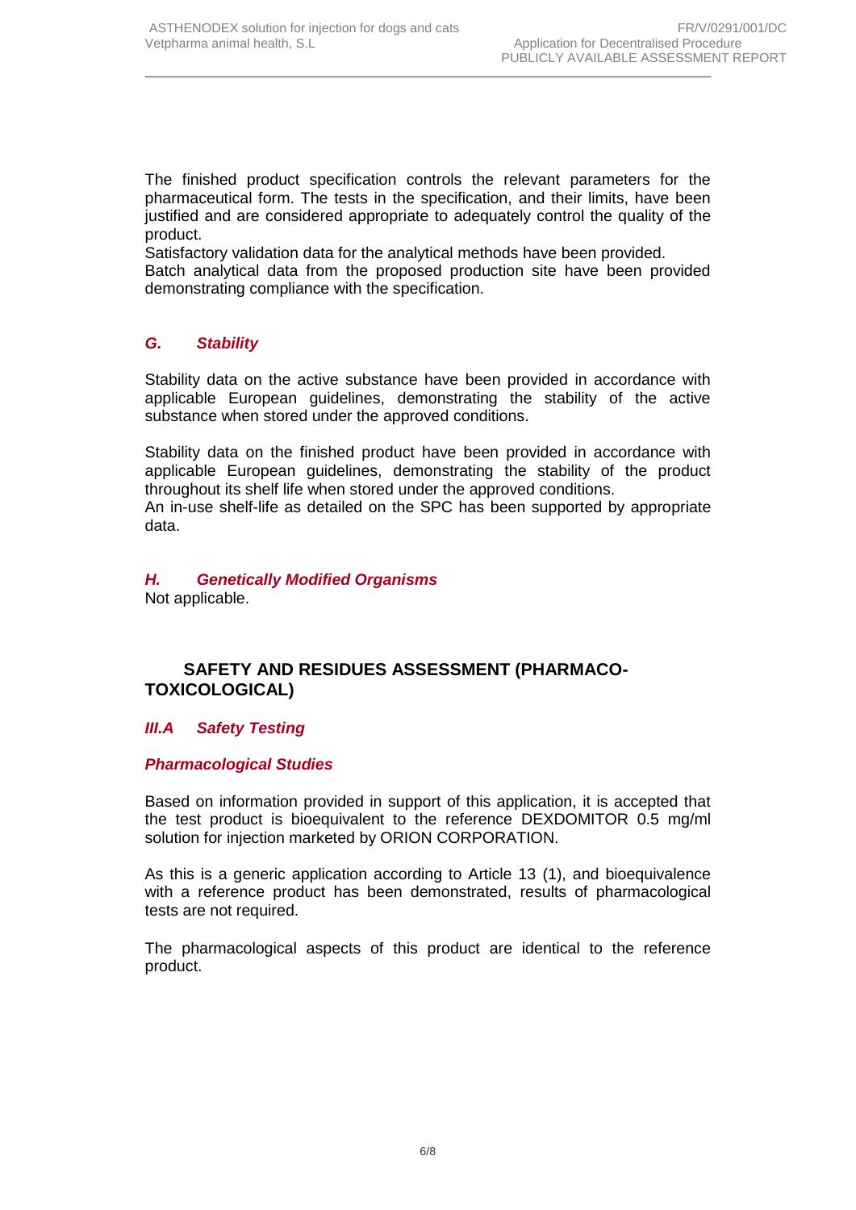The finished product specification controls the relevant parameters for the pharmaceutical form. The tests in the specification, and their limits, have been justified and are considered appropriate to adequately control the quality of the product.

Satisfactory validation data for the analytical methods have been provided.

Batch analytical data from the proposed production site have been provided demonstrating compliance with the specification.

### *G. Stability*

Stability data on the active substance have been provided in accordance with applicable European guidelines, demonstrating the stability of the active substance when stored under the approved conditions.

Stability data on the finished product have been provided in accordance with applicable European guidelines, demonstrating the stability of the product throughout its shelf life when stored under the approved conditions.

An in-use shelf-life as detailed on the SPC has been supported by appropriate data.

### *H. Genetically Modified Organisms*

Not applicable.

## SAFETY AND RESIDUES ASSESSMENT (PHARMACO-TOXICOLOGICAL)

### *III.A Safety Testing*

#### *Pharmacological Studies*

Based on information provided in support of this application, it is accepted that the test product is bioequivalent to the reference DEXDOMITOR 0.5 mg/ml solution for injection marketed by ORION CORPORATION.

As this is a generic application according to Article 13 (1), and bioequivalence with a reference product has been demonstrated, results of pharmacological tests are not required.

The pharmacological aspects of this product are identical to the reference product.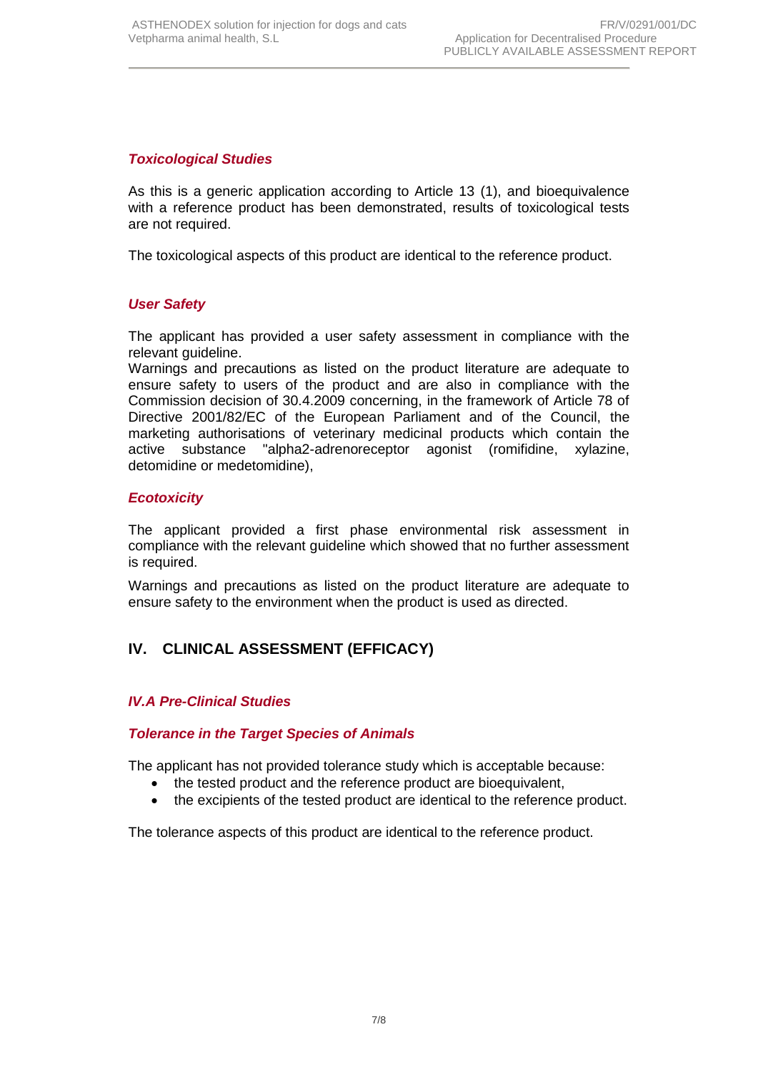### *Toxicological Studies*

As this is a generic application according to Article 13 (1), and bioequivalence with a reference product has been demonstrated, results of toxicological tests are not required.

The toxicological aspects of this product are identical to the reference product.

### *User Safety*

The applicant has provided a user safety assessment in compliance with the relevant guideline.
Warnings and precautions as listed on the product literature are adequate to ensure safety to users of the product and are also in compliance with the Commission decision of 30.4.2009 concerning, in the framework of Article 78 of Directive 2001/82/EC of the European Parliament and of the Council, the marketing authorisations of veterinary medicinal products which contain the active substance "alpha2-adrenoreceptor agonist (romifidine, xylazine, detomidine or medetomidine),

### *Ecotoxicity*

The applicant provided a first phase environmental risk assessment in compliance with the relevant guideline which showed that no further assessment is required.

Warnings and precautions as listed on the product literature are adequate to ensure safety to the environment when the product is used as directed.

## IV. CLINICAL ASSESSMENT (EFFICACY)

### *IV.A Pre-Clinical Studies*

### *Tolerance in the Target Species of Animals*

The applicant has not provided tolerance study which is acceptable because:

- the tested product and the reference product are bioequivalent,
- the excipients of the tested product are identical to the reference product.

The tolerance aspects of this product are identical to the reference product.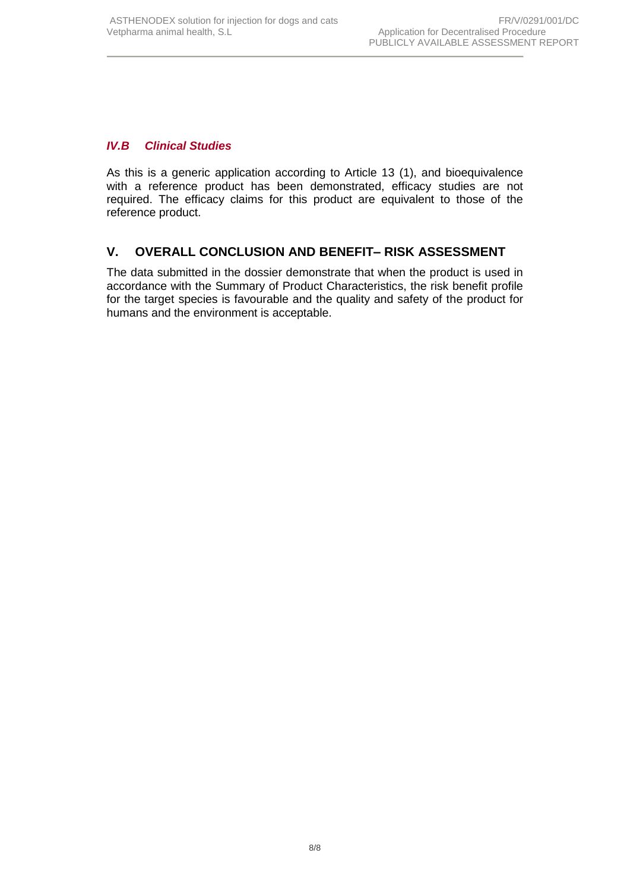### *IV.B Clinical Studies*

As this is a generic application according to Article 13 (1), and bioequivalence with a reference product has been demonstrated, efficacy studies are not required. The efficacy claims for this product are equivalent to those of the reference product.

## V. OVERALL CONCLUSION AND BENEFIT– RISK ASSESSMENT

The data submitted in the dossier demonstrate that when the product is used in accordance with the Summary of Product Characteristics, the risk benefit profile for the target species is favourable and the quality and safety of the product for humans and the environment is acceptable.